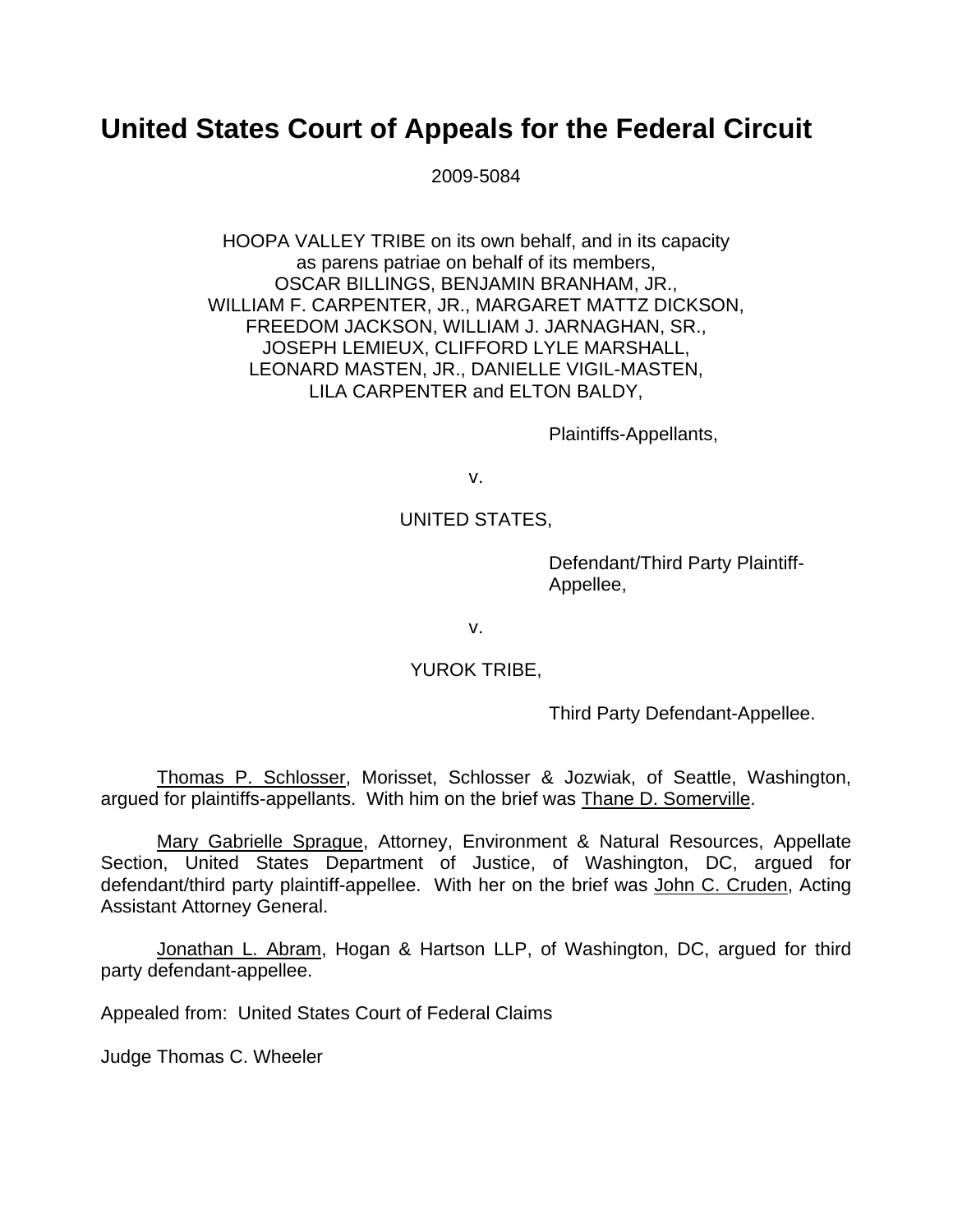# United States Court of Appeals for the Federal Circuit

2009-5084

HOOPA VALLEY TRIBE on its own behalf, and in its capacity
as parens patriae on behalf of its members,
OSCAR BILLINGS, BENJAMIN BRANHAM, JR.,
WILLIAM F. CARPENTER, JR., MARGARET MATTZ DICKSON,
FREEDOM JACKSON, WILLIAM J. JARNAGHAN, SR.,
JOSEPH LEMIEUX, CLIFFORD LYLE MARSHALL,
LEONARD MASTEN, JR., DANIELLE VIGIL-MASTEN,
LILA CARPENTER and ELTON BALDY,

Plaintiffs-Appellants,

v.

UNITED STATES,

Defendant/Third Party Plaintiff-Appellee,

v.

YUROK TRIBE,

Third Party Defendant-Appellee.

Thomas P. Schlosser, Morisset, Schlosser & Jozwiak, of Seattle, Washington, argued for plaintiffs-appellants. With him on the brief was Thane D. Somerville.

Mary Gabrielle Sprague, Attorney, Environment & Natural Resources, Appellate Section, United States Department of Justice, of Washington, DC, argued for defendant/third party plaintiff-appellee. With her on the brief was John C. Cruden, Acting Assistant Attorney General.

Jonathan L. Abram, Hogan & Hartson LLP, of Washington, DC, argued for third party defendant-appellee.

Appealed from: United States Court of Federal Claims

Judge Thomas C. Wheeler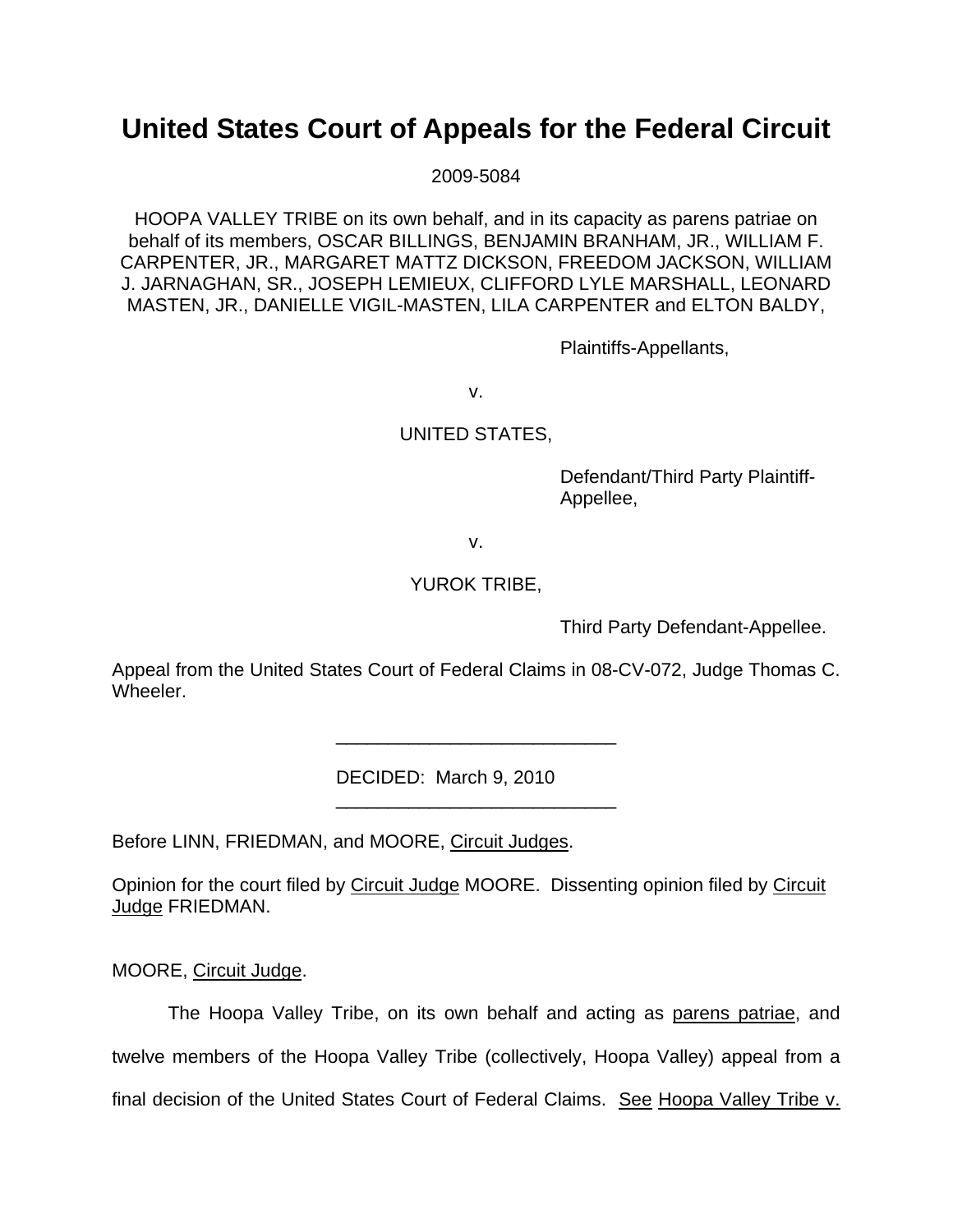# United States Court of Appeals for the Federal Circuit

2009-5084

HOOPA VALLEY TRIBE on its own behalf, and in its capacity as parens patriae on behalf of its members, OSCAR BILLINGS, BENJAMIN BRANHAM, JR., WILLIAM F. CARPENTER, JR., MARGARET MATTZ DICKSON, FREEDOM JACKSON, WILLIAM J. JARNAGHAN, SR., JOSEPH LEMIEUX, CLIFFORD LYLE MARSHALL, LEONARD MASTEN, JR., DANIELLE VIGIL-MASTEN, LILA CARPENTER and ELTON BALDY,

Plaintiffs-Appellants,

v.

UNITED STATES,

Defendant/Third Party Plaintiff-Appellee,

v.

YUROK TRIBE,

Third Party Defendant-Appellee.

Appeal from the United States Court of Federal Claims in 08-CV-072, Judge Thomas C. Wheeler.

---

DECIDED: March 9, 2010

---

Before LINN, FRIEDMAN, and MOORE, Circuit Judges.

Opinion for the court filed by Circuit Judge MOORE. Dissenting opinion filed by Circuit Judge FRIEDMAN.

MOORE, Circuit Judge.

The Hoopa Valley Tribe, on its own behalf and acting as parens patriae, and twelve members of the Hoopa Valley Tribe (collectively, Hoopa Valley) appeal from a final decision of the United States Court of Federal Claims. See Hoopa Valley Tribe v.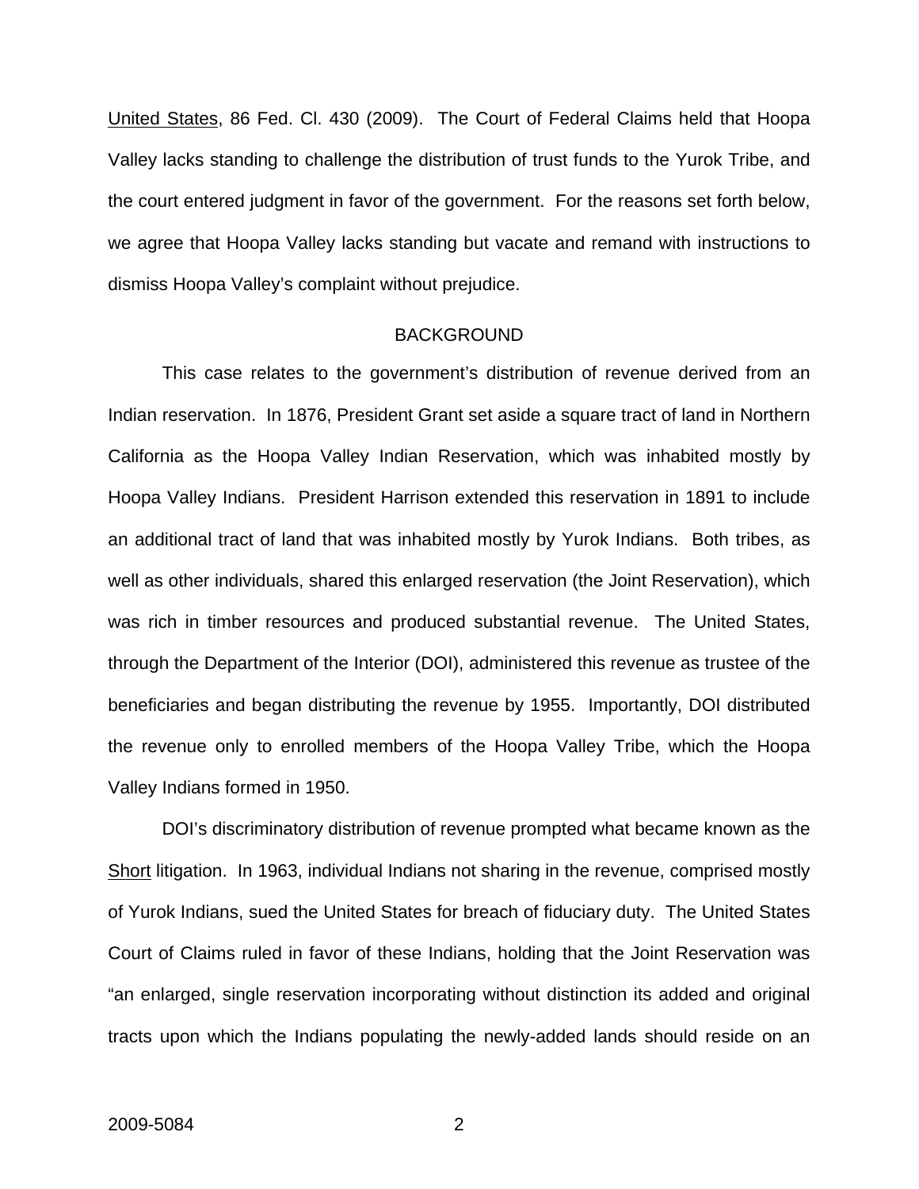United States, 86 Fed. Cl. 430 (2009). The Court of Federal Claims held that Hoopa Valley lacks standing to challenge the distribution of trust funds to the Yurok Tribe, and the court entered judgment in favor of the government. For the reasons set forth below, we agree that Hoopa Valley lacks standing but vacate and remand with instructions to dismiss Hoopa Valley's complaint without prejudice.

## BACKGROUND

This case relates to the government's distribution of revenue derived from an Indian reservation. In 1876, President Grant set aside a square tract of land in Northern California as the Hoopa Valley Indian Reservation, which was inhabited mostly by Hoopa Valley Indians. President Harrison extended this reservation in 1891 to include an additional tract of land that was inhabited mostly by Yurok Indians. Both tribes, as well as other individuals, shared this enlarged reservation (the Joint Reservation), which was rich in timber resources and produced substantial revenue. The United States, through the Department of the Interior (DOI), administered this revenue as trustee of the beneficiaries and began distributing the revenue by 1955. Importantly, DOI distributed the revenue only to enrolled members of the Hoopa Valley Tribe, which the Hoopa Valley Indians formed in 1950.

DOI's discriminatory distribution of revenue prompted what became known as the Short litigation. In 1963, individual Indians not sharing in the revenue, comprised mostly of Yurok Indians, sued the United States for breach of fiduciary duty. The United States Court of Claims ruled in favor of these Indians, holding that the Joint Reservation was "an enlarged, single reservation incorporating without distinction its added and original tracts upon which the Indians populating the newly-added lands should reside on an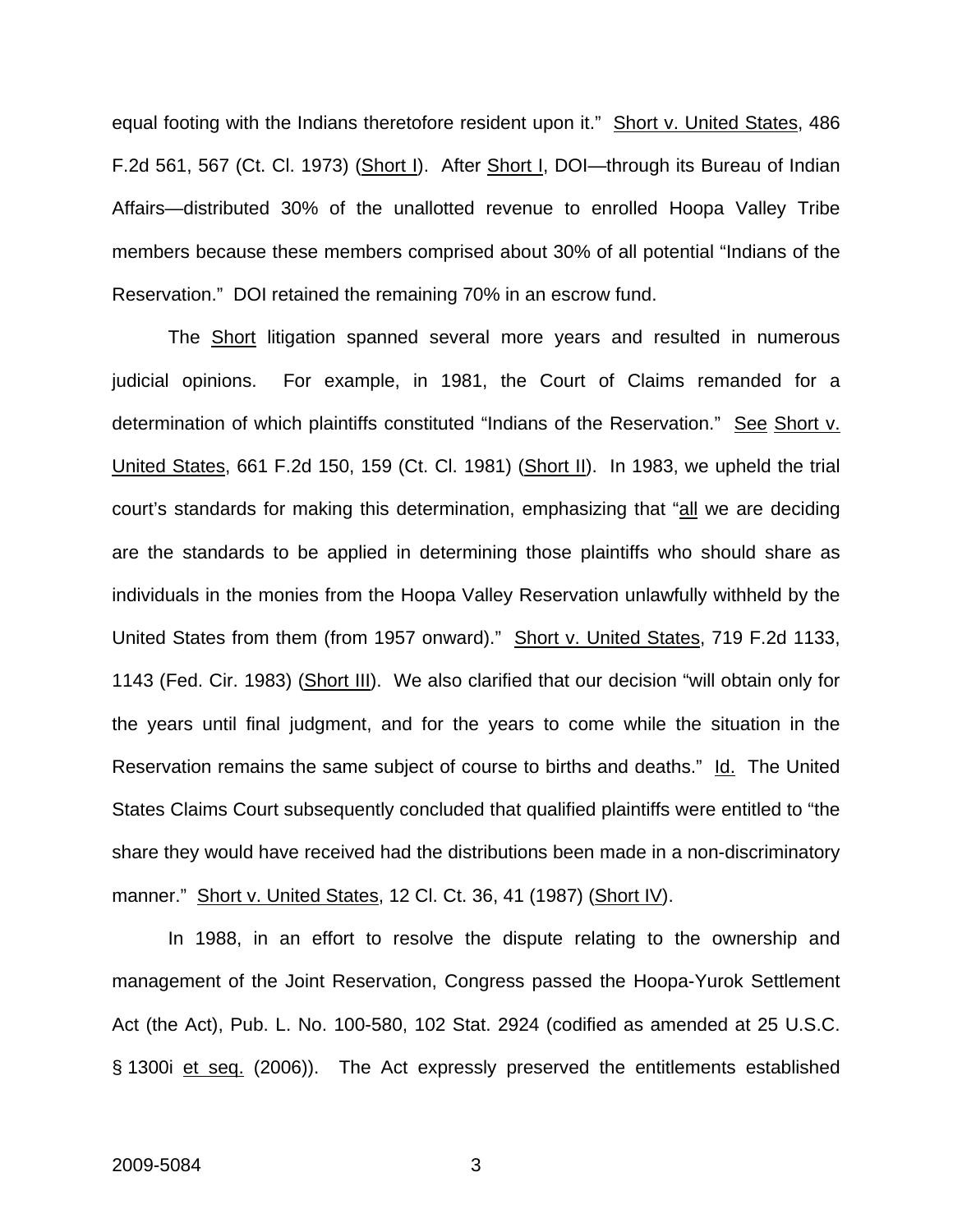equal footing with the Indians theretofore resident upon it." Short v. United States, 486 F.2d 561, 567 (Ct. Cl. 1973) (Short I). After Short I, DOI—through its Bureau of Indian Affairs—distributed 30% of the unallotted revenue to enrolled Hoopa Valley Tribe members because these members comprised about 30% of all potential "Indians of the Reservation." DOI retained the remaining 70% in an escrow fund.

The Short litigation spanned several more years and resulted in numerous judicial opinions. For example, in 1981, the Court of Claims remanded for a determination of which plaintiffs constituted "Indians of the Reservation." See Short v. United States, 661 F.2d 150, 159 (Ct. Cl. 1981) (Short II). In 1983, we upheld the trial court's standards for making this determination, emphasizing that "all we are deciding are the standards to be applied in determining those plaintiffs who should share as individuals in the monies from the Hoopa Valley Reservation unlawfully withheld by the United States from them (from 1957 onward)." Short v. United States, 719 F.2d 1133, 1143 (Fed. Cir. 1983) (Short III). We also clarified that our decision "will obtain only for the years until final judgment, and for the years to come while the situation in the Reservation remains the same subject of course to births and deaths." Id. The United States Claims Court subsequently concluded that qualified plaintiffs were entitled to "the share they would have received had the distributions been made in a non-discriminatory manner." Short v. United States, 12 Cl. Ct. 36, 41 (1987) (Short IV).

In 1988, in an effort to resolve the dispute relating to the ownership and management of the Joint Reservation, Congress passed the Hoopa-Yurok Settlement Act (the Act), Pub. L. No. 100-580, 102 Stat. 2924 (codified as amended at 25 U.S.C. § 1300i et seq. (2006)). The Act expressly preserved the entitlements established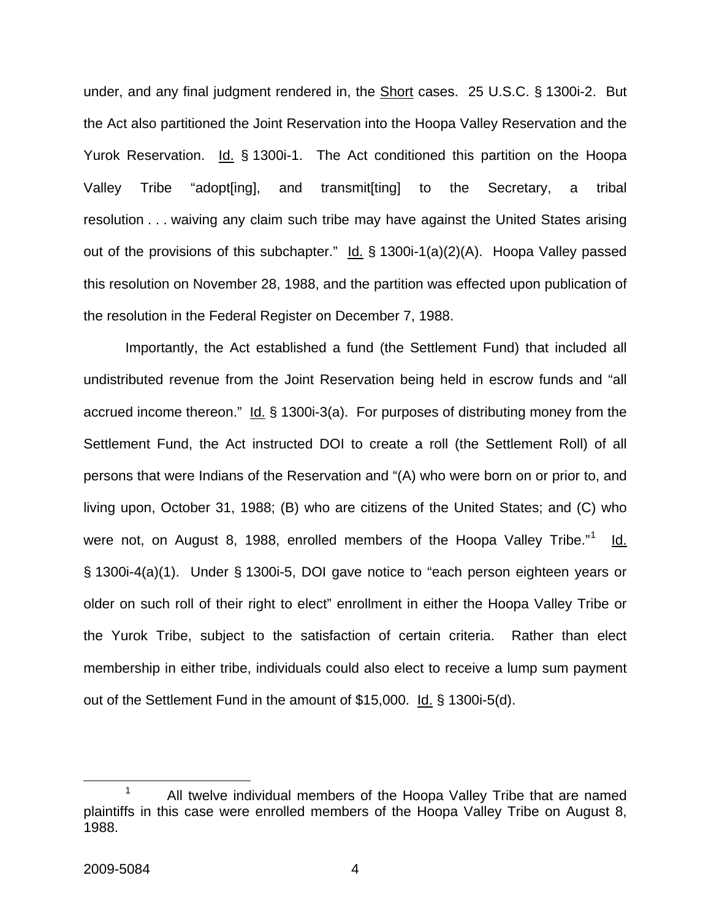under, and any final judgment rendered in, the Short cases. 25 U.S.C. § 1300i-2. But the Act also partitioned the Joint Reservation into the Hoopa Valley Reservation and the Yurok Reservation. Id. § 1300i-1. The Act conditioned this partition on the Hoopa Valley Tribe "adopt[ing], and transmit[ting] to the Secretary, a tribal resolution . . . waiving any claim such tribe may have against the United States arising out of the provisions of this subchapter." Id. § 1300i-1(a)(2)(A). Hoopa Valley passed this resolution on November 28, 1988, and the partition was effected upon publication of the resolution in the Federal Register on December 7, 1988.

Importantly, the Act established a fund (the Settlement Fund) that included all undistributed revenue from the Joint Reservation being held in escrow funds and "all accrued income thereon." Id. § 1300i-3(a). For purposes of distributing money from the Settlement Fund, the Act instructed DOI to create a roll (the Settlement Roll) of all persons that were Indians of the Reservation and "(A) who were born on or prior to, and living upon, October 31, 1988; (B) who are citizens of the United States; and (C) who were not, on August 8, 1988, enrolled members of the Hoopa Valley Tribe."[1] Id. § 1300i-4(a)(1). Under § 1300i-5, DOI gave notice to "each person eighteen years or older on such roll of their right to elect" enrollment in either the Hoopa Valley Tribe or the Yurok Tribe, subject to the satisfaction of certain criteria. Rather than elect membership in either tribe, individuals could also elect to receive a lump sum payment out of the Settlement Fund in the amount of $15,000. Id. § 1300i-5(d).

[1] All twelve individual members of the Hoopa Valley Tribe that are named plaintiffs in this case were enrolled members of the Hoopa Valley Tribe on August 8, 1988.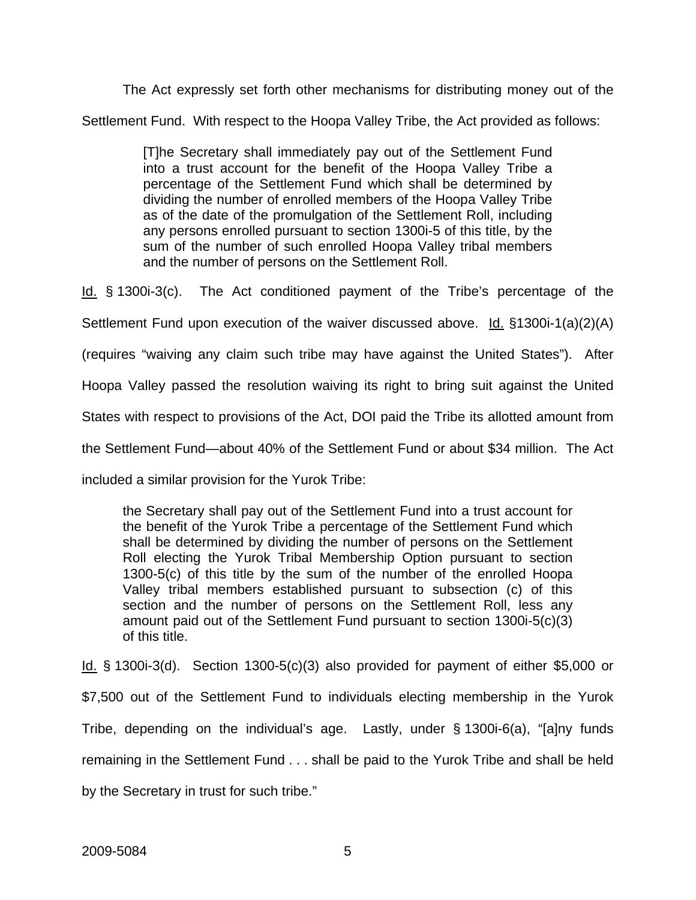The Act expressly set forth other mechanisms for distributing money out of the Settlement Fund. With respect to the Hoopa Valley Tribe, the Act provided as follows:

> [T]he Secretary shall immediately pay out of the Settlement Fund into a trust account for the benefit of the Hoopa Valley Tribe a percentage of the Settlement Fund which shall be determined by dividing the number of enrolled members of the Hoopa Valley Tribe as of the date of the promulgation of the Settlement Roll, including any persons enrolled pursuant to section 1300i-5 of this title, by the sum of the number of such enrolled Hoopa Valley tribal members and the number of persons on the Settlement Roll.

Id. § 1300i-3(c). The Act conditioned payment of the Tribe's percentage of the Settlement Fund upon execution of the waiver discussed above. Id. §1300i-1(a)(2)(A) (requires "waiving any claim such tribe may have against the United States"). After Hoopa Valley passed the resolution waiving its right to bring suit against the United States with respect to provisions of the Act, DOI paid the Tribe its allotted amount from the Settlement Fund—about 40% of the Settlement Fund or about $34 million. The Act included a similar provision for the Yurok Tribe:

> the Secretary shall pay out of the Settlement Fund into a trust account for the benefit of the Yurok Tribe a percentage of the Settlement Fund which shall be determined by dividing the number of persons on the Settlement Roll electing the Yurok Tribal Membership Option pursuant to section 1300-5(c) of this title by the sum of the number of the enrolled Hoopa Valley tribal members established pursuant to subsection (c) of this section and the number of persons on the Settlement Roll, less any amount paid out of the Settlement Fund pursuant to section 1300i-5(c)(3) of this title.

Id. § 1300i-3(d). Section 1300-5(c)(3) also provided for payment of either $5,000 or $7,500 out of the Settlement Fund to individuals electing membership in the Yurok Tribe, depending on the individual's age. Lastly, under § 1300i-6(a), "[a]ny funds remaining in the Settlement Fund . . . shall be paid to the Yurok Tribe and shall be held by the Secretary in trust for such tribe."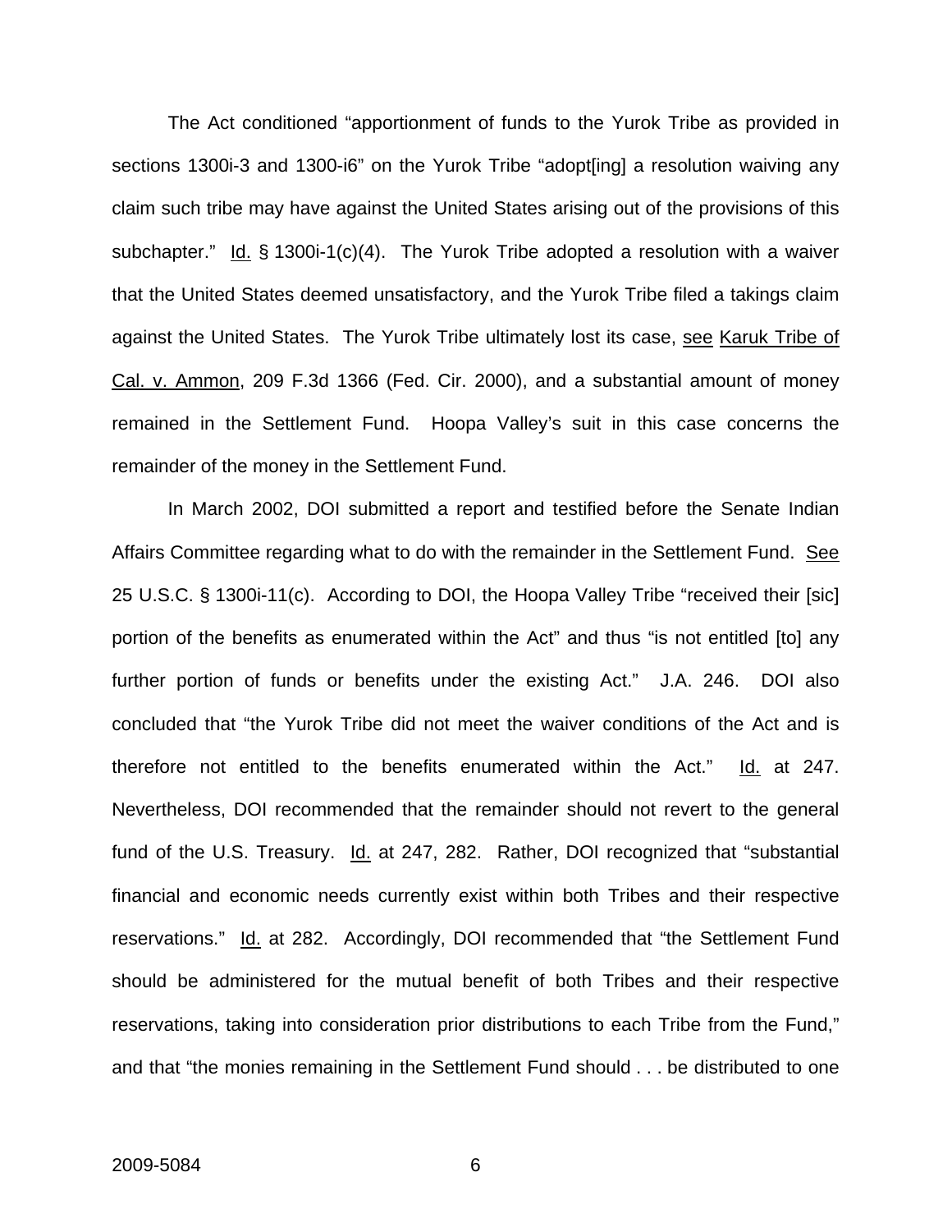The Act conditioned "apportionment of funds to the Yurok Tribe as provided in sections 1300i-3 and 1300-i6" on the Yurok Tribe "adopt[ing] a resolution waiving any claim such tribe may have against the United States arising out of the provisions of this subchapter." Id. § 1300i-1(c)(4). The Yurok Tribe adopted a resolution with a waiver that the United States deemed unsatisfactory, and the Yurok Tribe filed a takings claim against the United States. The Yurok Tribe ultimately lost its case, see Karuk Tribe of Cal. v. Ammon, 209 F.3d 1366 (Fed. Cir. 2000), and a substantial amount of money remained in the Settlement Fund. Hoopa Valley's suit in this case concerns the remainder of the money in the Settlement Fund.

In March 2002, DOI submitted a report and testified before the Senate Indian Affairs Committee regarding what to do with the remainder in the Settlement Fund. See 25 U.S.C. § 1300i-11(c). According to DOI, the Hoopa Valley Tribe "received their [sic] portion of the benefits as enumerated within the Act" and thus "is not entitled [to] any further portion of funds or benefits under the existing Act." J.A. 246. DOI also concluded that "the Yurok Tribe did not meet the waiver conditions of the Act and is therefore not entitled to the benefits enumerated within the Act." Id. at 247. Nevertheless, DOI recommended that the remainder should not revert to the general fund of the U.S. Treasury. Id. at 247, 282. Rather, DOI recognized that "substantial financial and economic needs currently exist within both Tribes and their respective reservations." Id. at 282. Accordingly, DOI recommended that "the Settlement Fund should be administered for the mutual benefit of both Tribes and their respective reservations, taking into consideration prior distributions to each Tribe from the Fund," and that "the monies remaining in the Settlement Fund should . . . be distributed to one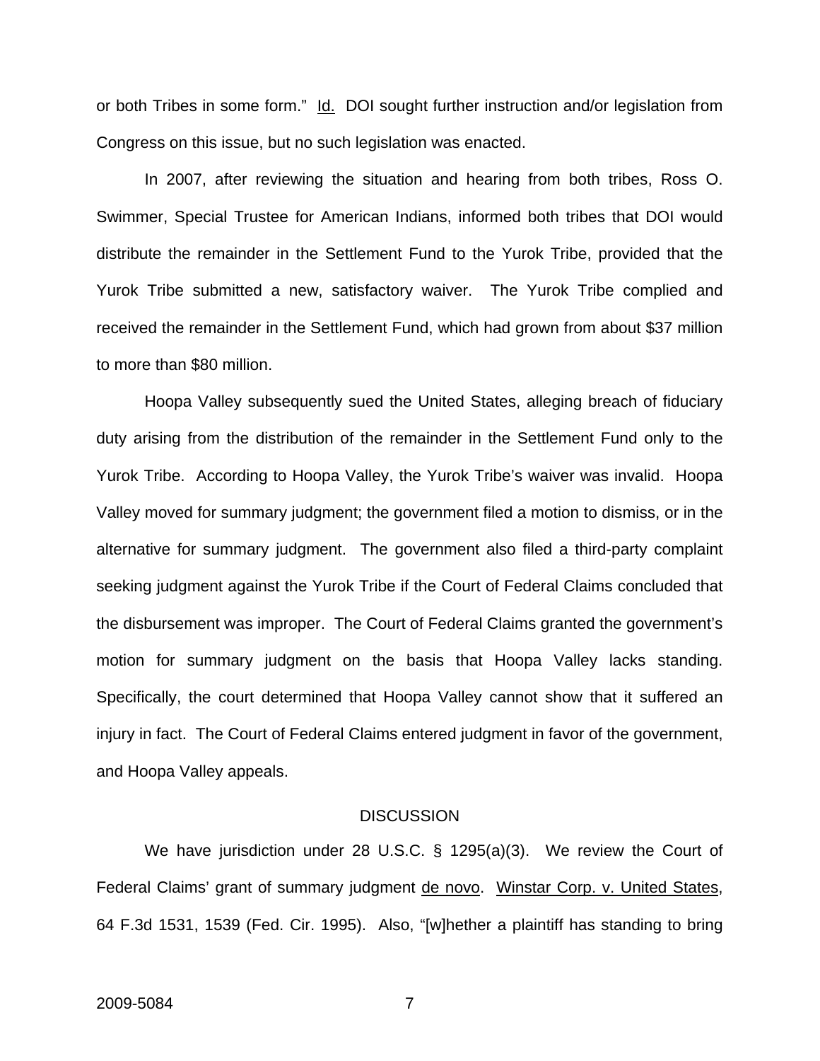or both Tribes in some form." Id. DOI sought further instruction and/or legislation from Congress on this issue, but no such legislation was enacted.

In 2007, after reviewing the situation and hearing from both tribes, Ross O. Swimmer, Special Trustee for American Indians, informed both tribes that DOI would distribute the remainder in the Settlement Fund to the Yurok Tribe, provided that the Yurok Tribe submitted a new, satisfactory waiver. The Yurok Tribe complied and received the remainder in the Settlement Fund, which had grown from about $37 million to more than $80 million.

Hoopa Valley subsequently sued the United States, alleging breach of fiduciary duty arising from the distribution of the remainder in the Settlement Fund only to the Yurok Tribe. According to Hoopa Valley, the Yurok Tribe's waiver was invalid. Hoopa Valley moved for summary judgment; the government filed a motion to dismiss, or in the alternative for summary judgment. The government also filed a third-party complaint seeking judgment against the Yurok Tribe if the Court of Federal Claims concluded that the disbursement was improper. The Court of Federal Claims granted the government's motion for summary judgment on the basis that Hoopa Valley lacks standing. Specifically, the court determined that Hoopa Valley cannot show that it suffered an injury in fact. The Court of Federal Claims entered judgment in favor of the government, and Hoopa Valley appeals.

## DISCUSSION

We have jurisdiction under 28 U.S.C. § 1295(a)(3). We review the Court of Federal Claims' grant of summary judgment de novo. Winstar Corp. v. United States, 64 F.3d 1531, 1539 (Fed. Cir. 1995). Also, "[w]hether a plaintiff has standing to bring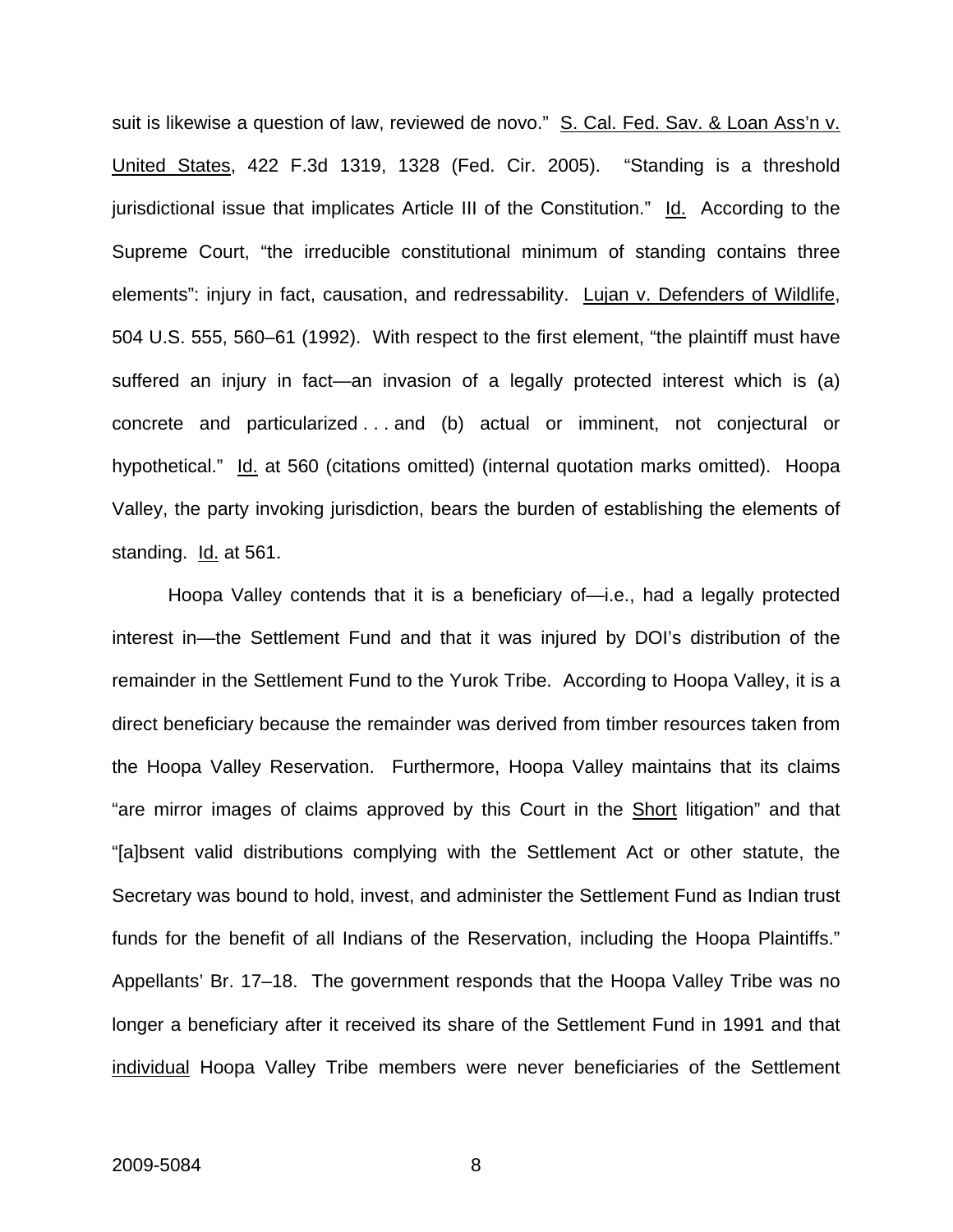suit is likewise a question of law, reviewed de novo." S. Cal. Fed. Sav. & Loan Ass'n v. United States, 422 F.3d 1319, 1328 (Fed. Cir. 2005). "Standing is a threshold jurisdictional issue that implicates Article III of the Constitution." Id. According to the Supreme Court, "the irreducible constitutional minimum of standing contains three elements": injury in fact, causation, and redressability. Lujan v. Defenders of Wildlife, 504 U.S. 555, 560–61 (1992). With respect to the first element, "the plaintiff must have suffered an injury in fact—an invasion of a legally protected interest which is (a) concrete and particularized . . . and (b) actual or imminent, not conjectural or hypothetical." Id. at 560 (citations omitted) (internal quotation marks omitted). Hoopa Valley, the party invoking jurisdiction, bears the burden of establishing the elements of standing. Id. at 561.

Hoopa Valley contends that it is a beneficiary of—i.e., had a legally protected interest in—the Settlement Fund and that it was injured by DOI's distribution of the remainder in the Settlement Fund to the Yurok Tribe. According to Hoopa Valley, it is a direct beneficiary because the remainder was derived from timber resources taken from the Hoopa Valley Reservation. Furthermore, Hoopa Valley maintains that its claims "are mirror images of claims approved by this Court in the Short litigation" and that "[a]bsent valid distributions complying with the Settlement Act or other statute, the Secretary was bound to hold, invest, and administer the Settlement Fund as Indian trust funds for the benefit of all Indians of the Reservation, including the Hoopa Plaintiffs." Appellants' Br. 17–18. The government responds that the Hoopa Valley Tribe was no longer a beneficiary after it received its share of the Settlement Fund in 1991 and that individual Hoopa Valley Tribe members were never beneficiaries of the Settlement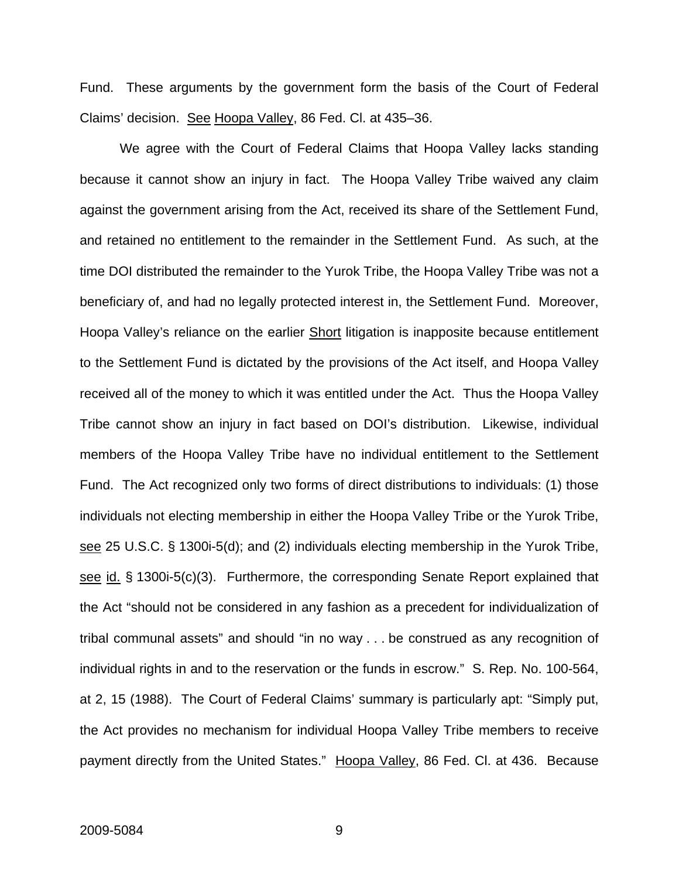Fund. These arguments by the government form the basis of the Court of Federal Claims' decision. See Hoopa Valley, 86 Fed. Cl. at 435–36.

We agree with the Court of Federal Claims that Hoopa Valley lacks standing because it cannot show an injury in fact. The Hoopa Valley Tribe waived any claim against the government arising from the Act, received its share of the Settlement Fund, and retained no entitlement to the remainder in the Settlement Fund. As such, at the time DOI distributed the remainder to the Yurok Tribe, the Hoopa Valley Tribe was not a beneficiary of, and had no legally protected interest in, the Settlement Fund. Moreover, Hoopa Valley's reliance on the earlier Short litigation is inapposite because entitlement to the Settlement Fund is dictated by the provisions of the Act itself, and Hoopa Valley received all of the money to which it was entitled under the Act. Thus the Hoopa Valley Tribe cannot show an injury in fact based on DOI's distribution. Likewise, individual members of the Hoopa Valley Tribe have no individual entitlement to the Settlement Fund. The Act recognized only two forms of direct distributions to individuals: (1) those individuals not electing membership in either the Hoopa Valley Tribe or the Yurok Tribe, see 25 U.S.C. § 1300i-5(d); and (2) individuals electing membership in the Yurok Tribe, see id. § 1300i-5(c)(3). Furthermore, the corresponding Senate Report explained that the Act "should not be considered in any fashion as a precedent for individualization of tribal communal assets" and should "in no way . . . be construed as any recognition of individual rights in and to the reservation or the funds in escrow." S. Rep. No. 100-564, at 2, 15 (1988). The Court of Federal Claims' summary is particularly apt: "Simply put, the Act provides no mechanism for individual Hoopa Valley Tribe members to receive payment directly from the United States." Hoopa Valley, 86 Fed. Cl. at 436. Because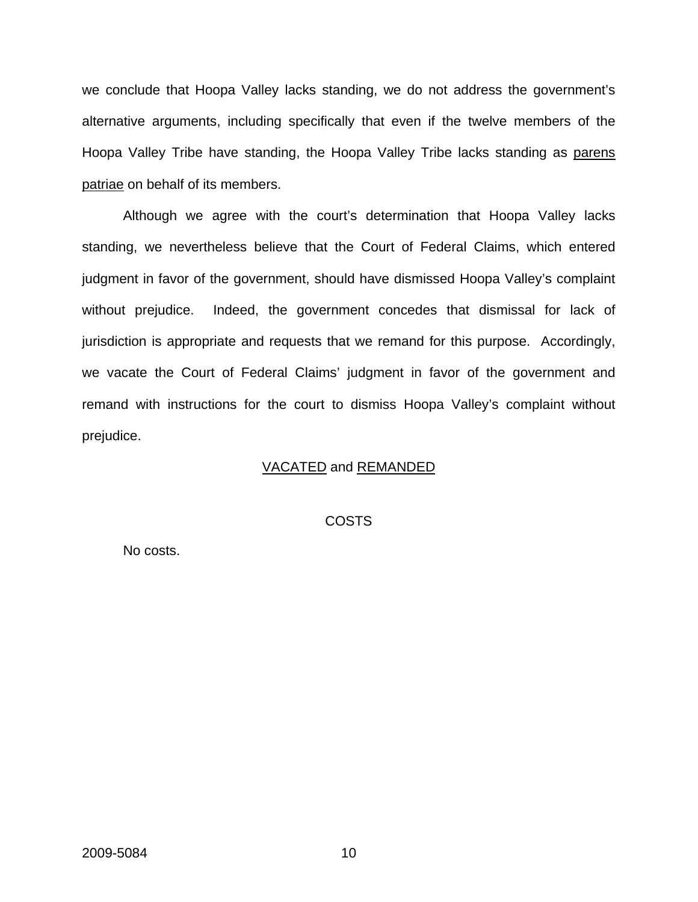we conclude that Hoopa Valley lacks standing, we do not address the government's alternative arguments, including specifically that even if the twelve members of the Hoopa Valley Tribe have standing, the Hoopa Valley Tribe lacks standing as parens patriae on behalf of its members.

Although we agree with the court's determination that Hoopa Valley lacks standing, we nevertheless believe that the Court of Federal Claims, which entered judgment in favor of the government, should have dismissed Hoopa Valley's complaint without prejudice. Indeed, the government concedes that dismissal for lack of jurisdiction is appropriate and requests that we remand for this purpose. Accordingly, we vacate the Court of Federal Claims' judgment in favor of the government and remand with instructions for the court to dismiss Hoopa Valley's complaint without prejudice.

VACATED and REMANDED

COSTS

No costs.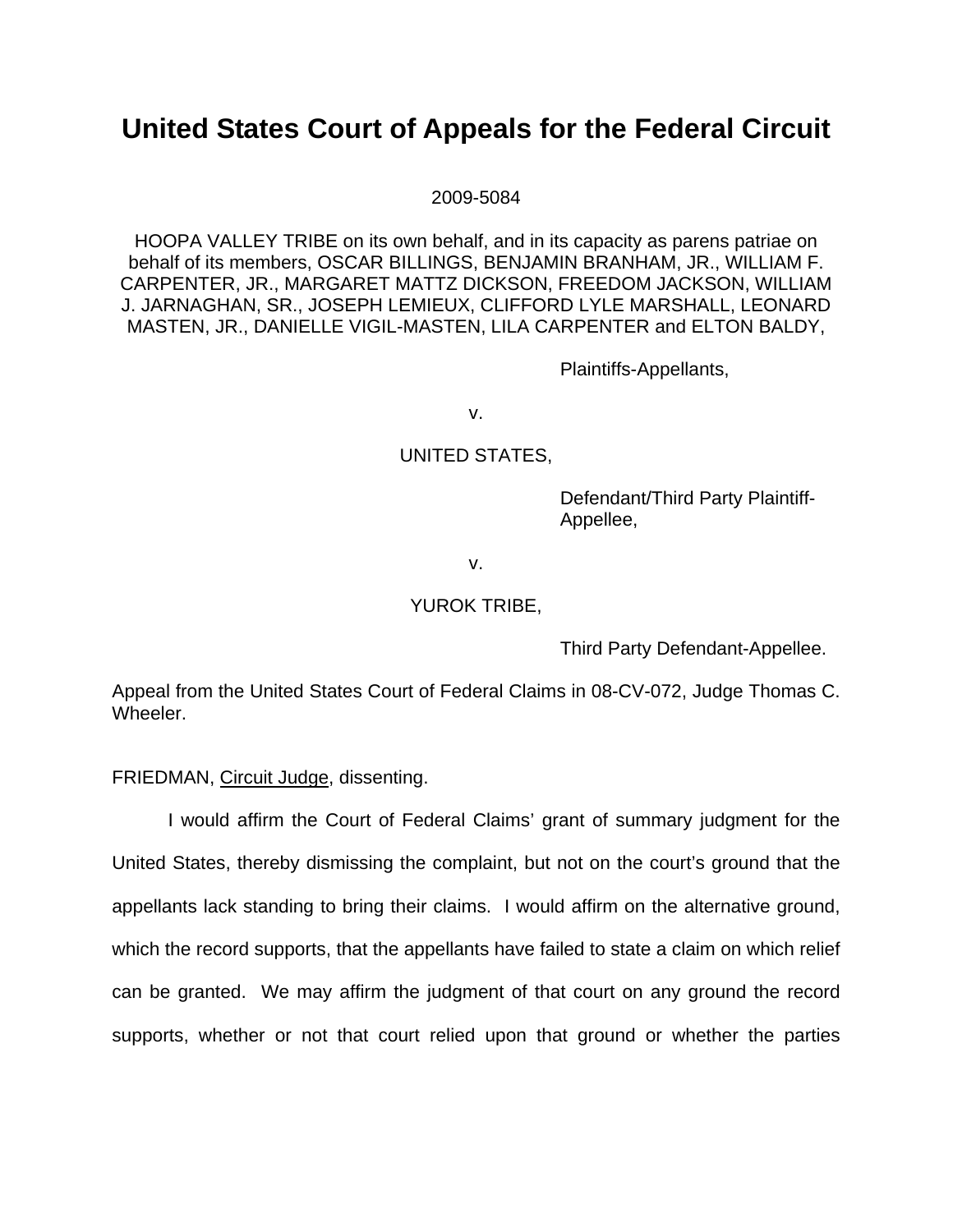# United States Court of Appeals for the Federal Circuit

2009-5084

HOOPA VALLEY TRIBE on its own behalf, and in its capacity as parens patriae on behalf of its members, OSCAR BILLINGS, BENJAMIN BRANHAM, JR., WILLIAM F. CARPENTER, JR., MARGARET MATTZ DICKSON, FREEDOM JACKSON, WILLIAM J. JARNAGHAN, SR., JOSEPH LEMIEUX, CLIFFORD LYLE MARSHALL, LEONARD MASTEN, JR., DANIELLE VIGIL-MASTEN, LILA CARPENTER and ELTON BALDY,

Plaintiffs-Appellants,

v.

UNITED STATES,

Defendant/Third Party Plaintiff-Appellee,

v.

YUROK TRIBE,

Third Party Defendant-Appellee.

Appeal from the United States Court of Federal Claims in 08-CV-072, Judge Thomas C. Wheeler.

FRIEDMAN, Circuit Judge, dissenting.

I would affirm the Court of Federal Claims' grant of summary judgment for the United States, thereby dismissing the complaint, but not on the court's ground that the appellants lack standing to bring their claims. I would affirm on the alternative ground, which the record supports, that the appellants have failed to state a claim on which relief can be granted. We may affirm the judgment of that court on any ground the record supports, whether or not that court relied upon that ground or whether the parties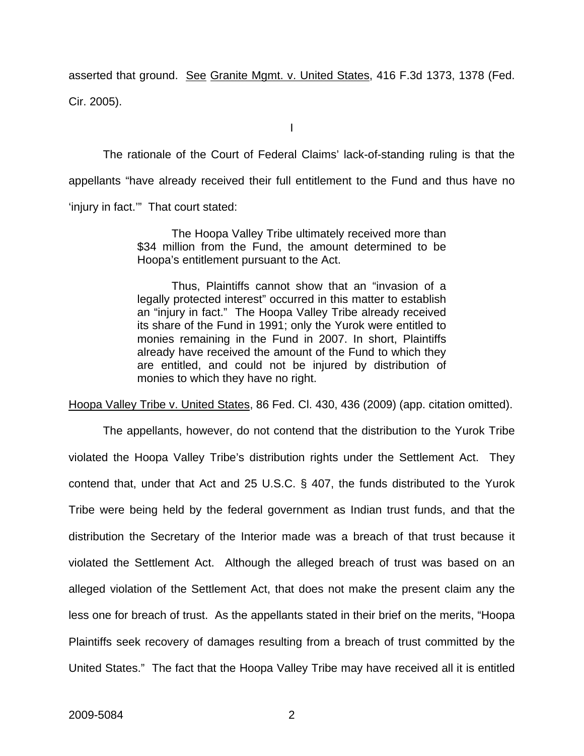asserted that ground. See Granite Mgmt. v. United States, 416 F.3d 1373, 1378 (Fed. Cir. 2005).

I

The rationale of the Court of Federal Claims' lack-of-standing ruling is that the appellants "have already received their full entitlement to the Fund and thus have no 'injury in fact.'" That court stated:

> The Hoopa Valley Tribe ultimately received more than $34 million from the Fund, the amount determined to be Hoopa's entitlement pursuant to the Act.
>
> Thus, Plaintiffs cannot show that an "invasion of a legally protected interest" occurred in this matter to establish an "injury in fact." The Hoopa Valley Tribe already received its share of the Fund in 1991; only the Yurok were entitled to monies remaining in the Fund in 2007. In short, Plaintiffs already have received the amount of the Fund to which they are entitled, and could not be injured by distribution of monies to which they have no right.

Hoopa Valley Tribe v. United States, 86 Fed. Cl. 430, 436 (2009) (app. citation omitted).

The appellants, however, do not contend that the distribution to the Yurok Tribe violated the Hoopa Valley Tribe's distribution rights under the Settlement Act. They contend that, under that Act and 25 U.S.C. § 407, the funds distributed to the Yurok Tribe were being held by the federal government as Indian trust funds, and that the distribution the Secretary of the Interior made was a breach of that trust because it violated the Settlement Act. Although the alleged breach of trust was based on an alleged violation of the Settlement Act, that does not make the present claim any the less one for breach of trust. As the appellants stated in their brief on the merits, "Hoopa Plaintiffs seek recovery of damages resulting from a breach of trust committed by the United States." The fact that the Hoopa Valley Tribe may have received all it is entitled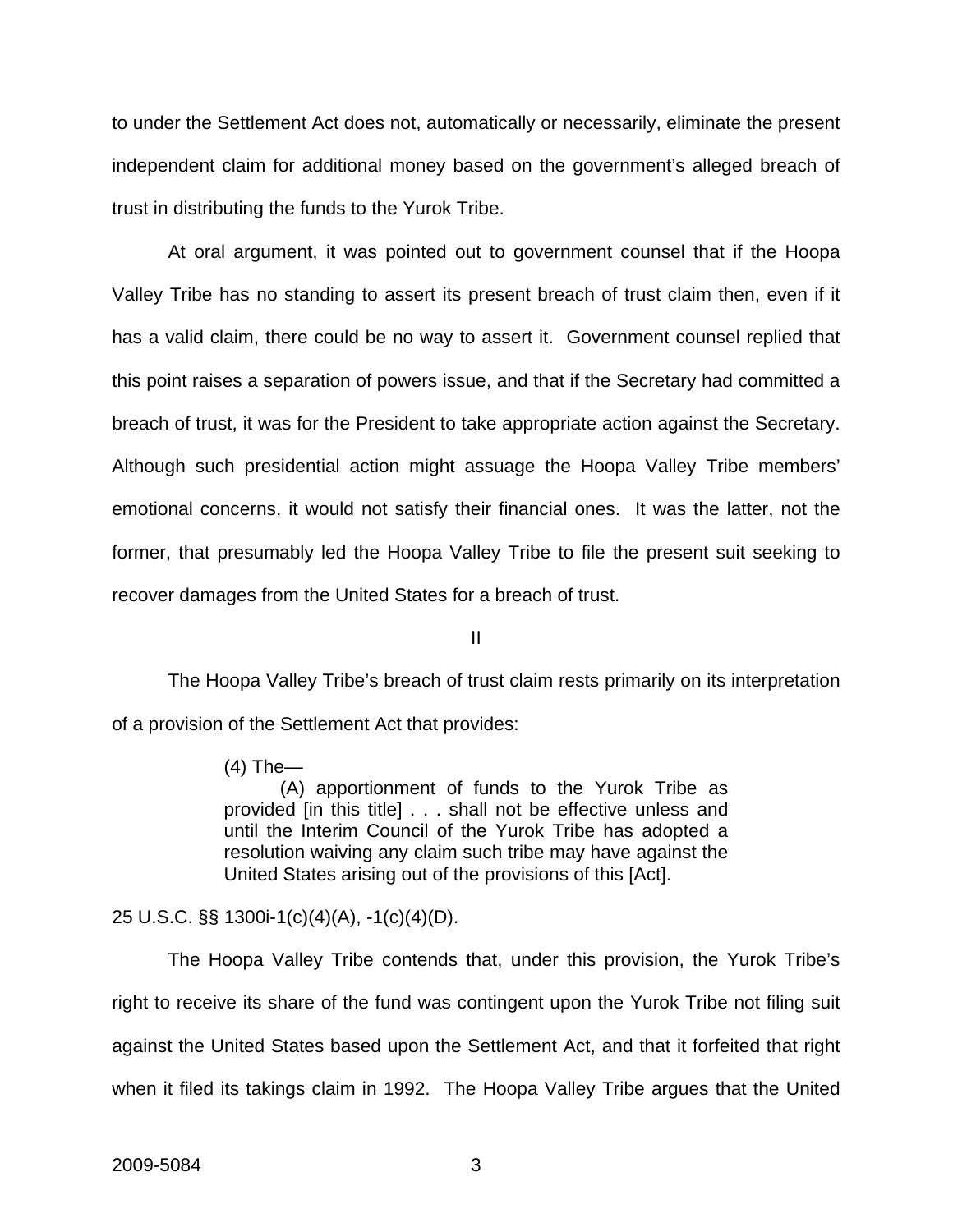to under the Settlement Act does not, automatically or necessarily, eliminate the present independent claim for additional money based on the government's alleged breach of trust in distributing the funds to the Yurok Tribe.

At oral argument, it was pointed out to government counsel that if the Hoopa Valley Tribe has no standing to assert its present breach of trust claim then, even if it has a valid claim, there could be no way to assert it. Government counsel replied that this point raises a separation of powers issue, and that if the Secretary had committed a breach of trust, it was for the President to take appropriate action against the Secretary. Although such presidential action might assuage the Hoopa Valley Tribe members' emotional concerns, it would not satisfy their financial ones. It was the latter, not the former, that presumably led the Hoopa Valley Tribe to file the present suit seeking to recover damages from the United States for a breach of trust.

## II

The Hoopa Valley Tribe's breach of trust claim rests primarily on its interpretation of a provision of the Settlement Act that provides:

> (4) The—
>
> (A) apportionment of funds to the Yurok Tribe as provided [in this title] . . . shall not be effective unless and until the Interim Council of the Yurok Tribe has adopted a resolution waiving any claim such tribe may have against the United States arising out of the provisions of this [Act].

25 U.S.C. §§ 1300i-1(c)(4)(A), -1(c)(4)(D).

The Hoopa Valley Tribe contends that, under this provision, the Yurok Tribe's right to receive its share of the fund was contingent upon the Yurok Tribe not filing suit against the United States based upon the Settlement Act, and that it forfeited that right when it filed its takings claim in 1992. The Hoopa Valley Tribe argues that the United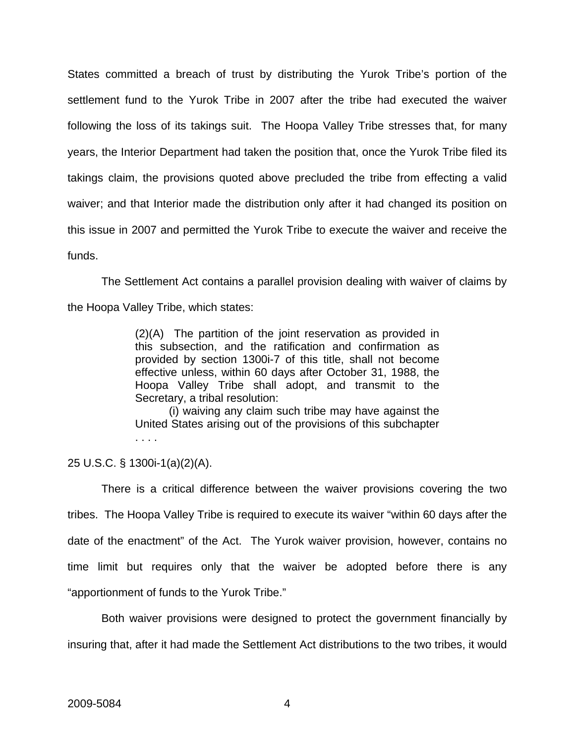States committed a breach of trust by distributing the Yurok Tribe's portion of the settlement fund to the Yurok Tribe in 2007 after the tribe had executed the waiver following the loss of its takings suit. The Hoopa Valley Tribe stresses that, for many years, the Interior Department had taken the position that, once the Yurok Tribe filed its takings claim, the provisions quoted above precluded the tribe from effecting a valid waiver; and that Interior made the distribution only after it had changed its position on this issue in 2007 and permitted the Yurok Tribe to execute the waiver and receive the funds.

The Settlement Act contains a parallel provision dealing with waiver of claims by the Hoopa Valley Tribe, which states:

> (2)(A) The partition of the joint reservation as provided in this subsection, and the ratification and confirmation as provided by section 1300i-7 of this title, shall not become effective unless, within 60 days after October 31, 1988, the Hoopa Valley Tribe shall adopt, and transmit to the Secretary, a tribal resolution:
>
> (i) waiving any claim such tribe may have against the United States arising out of the provisions of this subchapter . . . .

25 U.S.C. § 1300i-1(a)(2)(A).

There is a critical difference between the waiver provisions covering the two tribes. The Hoopa Valley Tribe is required to execute its waiver "within 60 days after the date of the enactment" of the Act. The Yurok waiver provision, however, contains no time limit but requires only that the waiver be adopted before there is any "apportionment of funds to the Yurok Tribe."

Both waiver provisions were designed to protect the government financially by insuring that, after it had made the Settlement Act distributions to the two tribes, it would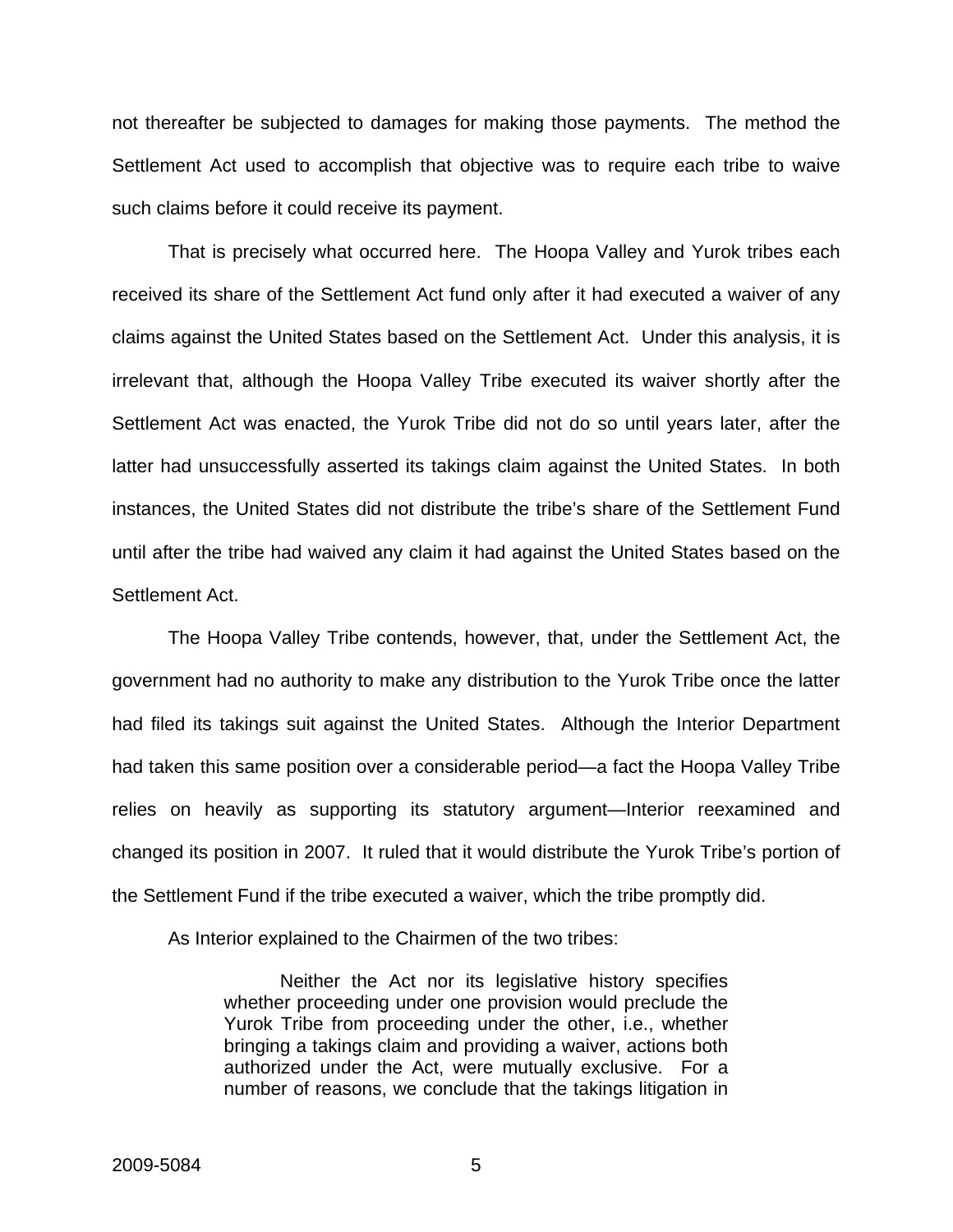not thereafter be subjected to damages for making those payments. The method the Settlement Act used to accomplish that objective was to require each tribe to waive such claims before it could receive its payment.

That is precisely what occurred here. The Hoopa Valley and Yurok tribes each received its share of the Settlement Act fund only after it had executed a waiver of any claims against the United States based on the Settlement Act. Under this analysis, it is irrelevant that, although the Hoopa Valley Tribe executed its waiver shortly after the Settlement Act was enacted, the Yurok Tribe did not do so until years later, after the latter had unsuccessfully asserted its takings claim against the United States. In both instances, the United States did not distribute the tribe's share of the Settlement Fund until after the tribe had waived any claim it had against the United States based on the Settlement Act.

The Hoopa Valley Tribe contends, however, that, under the Settlement Act, the government had no authority to make any distribution to the Yurok Tribe once the latter had filed its takings suit against the United States. Although the Interior Department had taken this same position over a considerable period—a fact the Hoopa Valley Tribe relies on heavily as supporting its statutory argument—Interior reexamined and changed its position in 2007. It ruled that it would distribute the Yurok Tribe's portion of the Settlement Fund if the tribe executed a waiver, which the tribe promptly did.

As Interior explained to the Chairmen of the two tribes:

> Neither the Act nor its legislative history specifies whether proceeding under one provision would preclude the Yurok Tribe from proceeding under the other, i.e., whether bringing a takings claim and providing a waiver, actions both authorized under the Act, were mutually exclusive. For a number of reasons, we conclude that the takings litigation in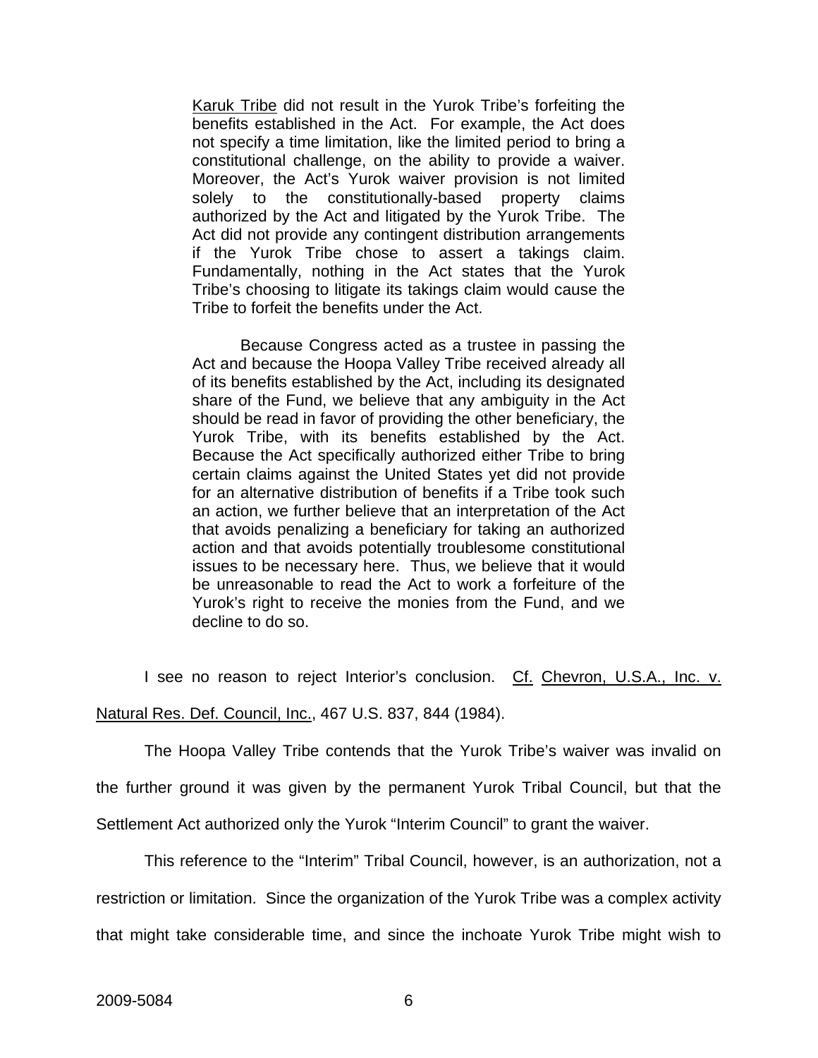> Karuk Tribe did not result in the Yurok Tribe's forfeiting the benefits established in the Act. For example, the Act does not specify a time limitation, like the limited period to bring a constitutional challenge, on the ability to provide a waiver. Moreover, the Act's Yurok waiver provision is not limited solely to the constitutionally-based property claims authorized by the Act and litigated by the Yurok Tribe. The Act did not provide any contingent distribution arrangements if the Yurok Tribe chose to assert a takings claim. Fundamentally, nothing in the Act states that the Yurok Tribe's choosing to litigate its takings claim would cause the Tribe to forfeit the benefits under the Act.
>
> Because Congress acted as a trustee in passing the Act and because the Hoopa Valley Tribe received already all of its benefits established by the Act, including its designated share of the Fund, we believe that any ambiguity in the Act should be read in favor of providing the other beneficiary, the Yurok Tribe, with its benefits established by the Act. Because the Act specifically authorized either Tribe to bring certain claims against the United States yet did not provide for an alternative distribution of benefits if a Tribe took such an action, we further believe that an interpretation of the Act that avoids penalizing a beneficiary for taking an authorized action and that avoids potentially troublesome constitutional issues to be necessary here. Thus, we believe that it would be unreasonable to read the Act to work a forfeiture of the Yurok's right to receive the monies from the Fund, and we decline to do so.

I see no reason to reject Interior's conclusion. Cf. Chevron, U.S.A., Inc. v. Natural Res. Def. Council, Inc., 467 U.S. 837, 844 (1984).

The Hoopa Valley Tribe contends that the Yurok Tribe's waiver was invalid on the further ground it was given by the permanent Yurok Tribal Council, but that the Settlement Act authorized only the Yurok "Interim Council" to grant the waiver.

This reference to the "Interim" Tribal Council, however, is an authorization, not a restriction or limitation. Since the organization of the Yurok Tribe was a complex activity that might take considerable time, and since the inchoate Yurok Tribe might wish to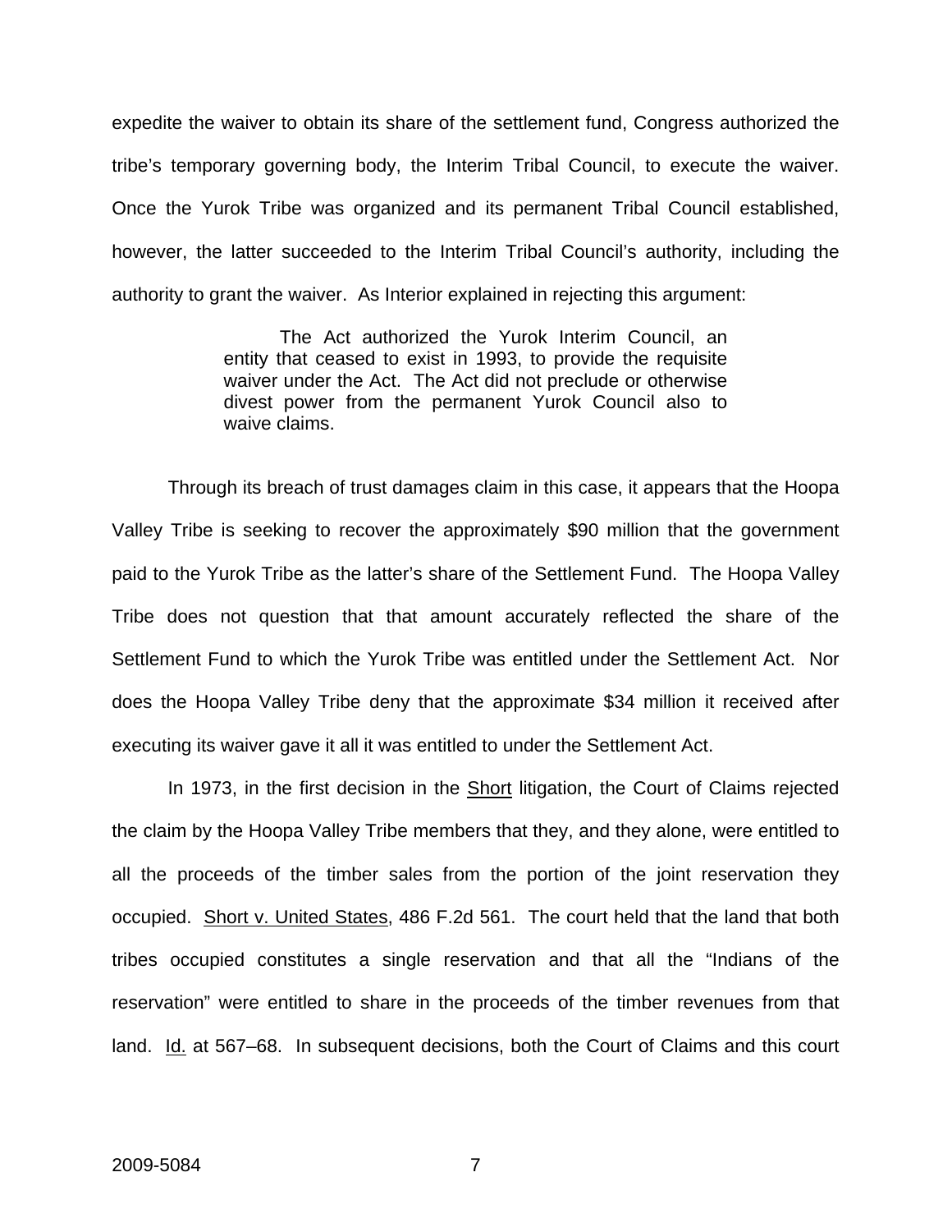expedite the waiver to obtain its share of the settlement fund, Congress authorized the tribe's temporary governing body, the Interim Tribal Council, to execute the waiver. Once the Yurok Tribe was organized and its permanent Tribal Council established, however, the latter succeeded to the Interim Tribal Council's authority, including the authority to grant the waiver. As Interior explained in rejecting this argument:

> The Act authorized the Yurok Interim Council, an entity that ceased to exist in 1993, to provide the requisite waiver under the Act. The Act did not preclude or otherwise divest power from the permanent Yurok Council also to waive claims.

Through its breach of trust damages claim in this case, it appears that the Hoopa Valley Tribe is seeking to recover the approximately $90 million that the government paid to the Yurok Tribe as the latter's share of the Settlement Fund. The Hoopa Valley Tribe does not question that that amount accurately reflected the share of the Settlement Fund to which the Yurok Tribe was entitled under the Settlement Act. Nor does the Hoopa Valley Tribe deny that the approximate $34 million it received after executing its waiver gave it all it was entitled to under the Settlement Act.

In 1973, in the first decision in the Short litigation, the Court of Claims rejected the claim by the Hoopa Valley Tribe members that they, and they alone, were entitled to all the proceeds of the timber sales from the portion of the joint reservation they occupied. Short v. United States, 486 F.2d 561. The court held that the land that both tribes occupied constitutes a single reservation and that all the "Indians of the reservation" were entitled to share in the proceeds of the timber revenues from that land. Id. at 567–68. In subsequent decisions, both the Court of Claims and this court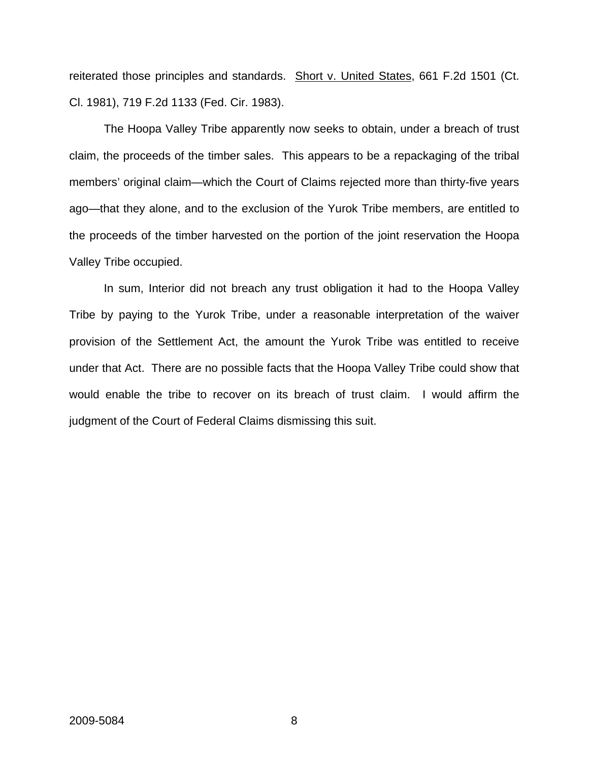reiterated those principles and standards. Short v. United States, 661 F.2d 1501 (Ct. Cl. 1981), 719 F.2d 1133 (Fed. Cir. 1983).

The Hoopa Valley Tribe apparently now seeks to obtain, under a breach of trust claim, the proceeds of the timber sales. This appears to be a repackaging of the tribal members' original claim—which the Court of Claims rejected more than thirty-five years ago—that they alone, and to the exclusion of the Yurok Tribe members, are entitled to the proceeds of the timber harvested on the portion of the joint reservation the Hoopa Valley Tribe occupied.

In sum, Interior did not breach any trust obligation it had to the Hoopa Valley Tribe by paying to the Yurok Tribe, under a reasonable interpretation of the waiver provision of the Settlement Act, the amount the Yurok Tribe was entitled to receive under that Act. There are no possible facts that the Hoopa Valley Tribe could show that would enable the tribe to recover on its breach of trust claim. I would affirm the judgment of the Court of Federal Claims dismissing this suit.